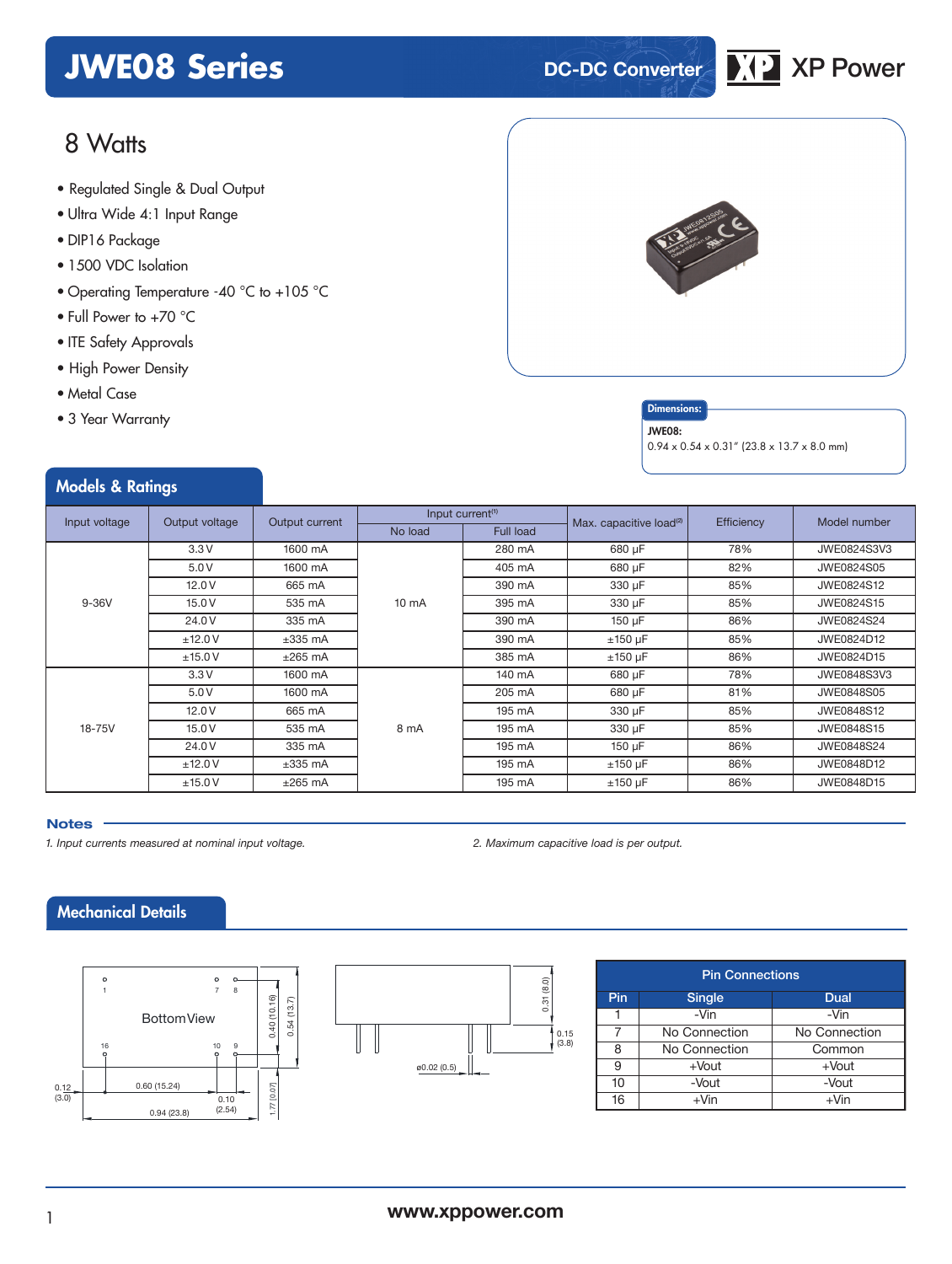# JWE08 Series

DC-DC Converter

## 8 Watts

- Regulated Single & Dual Output
- Ultra Wide 4:1 Input Range
- DIP16 Package
- 1500 VDC Isolation
- Operating Temperature -40 °C to +105 °C
- Full Power to +70 °C
- ITE Safety Approvals
- High Power Density
- Metal Case
- 3 Year Warranty

**Dimensions:**

**JWE08:**
0.94 x 0.54 x 0.31" (23.8 x 13.7 x 8.0 mm)

## Models & Ratings

| Input voltage | Output voltage | Output current | Input current[1] | | Max. capacitive load[2] | Efficiency | Model number |
|---|---|---|---|---|---|---|---|
| | | | No load | Full load | | | |
| 9-36V | 3.3 V | 1600 mA | 10 mA | 280 mA | 680 µF | 78% | JWE0824S3V3 |
| | 5.0 V | 1600 mA | | 405 mA | 680 µF | 82% | JWE0824S05 |
| | 12.0 V | 665 mA | | 390 mA | 330 µF | 85% | JWE0824S12 |
| | 15.0 V | 535 mA | | 395 mA | 330 µF | 85% | JWE0824S15 |
| | 24.0 V | 335 mA | | 390 mA | 150 µF | 86% | JWE0824S24 |
| | ±12.0 V | ±335 mA | | 390 mA | ±150 µF | 85% | JWE0824D12 |
| | ±15.0 V | ±265 mA | | 385 mA | ±150 µF | 86% | JWE0824D15 |
| 18-75V | 3.3 V | 1600 mA | 8 mA | 140 mA | 680 µF | 78% | JWE0848S3V3 |
| | 5.0 V | 1600 mA | | 205 mA | 680 µF | 81% | JWE0848S05 |
| | 12.0 V | 665 mA | | 195 mA | 330 µF | 85% | JWE0848S12 |
| | 15.0 V | 535 mA | | 195 mA | 330 µF | 85% | JWE0848S15 |
| | 24.0 V | 335 mA | | 195 mA | 150 µF | 86% | JWE0848S24 |
| | ±12.0 V | ±335 mA | | 195 mA | ±150 µF | 86% | JWE0848D12 |
| | ±15.0 V | ±265 mA | | 195 mA | ±150 µF | 86% | JWE0848D15 |

### Notes

*1. Input currents measured at nominal input voltage.*

*2. Maximum capacitive load is per output.*

## Mechanical Details

Bottom View

Pins 1, 7, 8, 16, 10, 9

0.12 (3.0)
0.60 (15.24)
0.10 (2.54)
0.94 (23.8)
0.40 (10.16)
0.54 (13.7)
1.77 [0.07]
0.31 (8.0)
0.15 (3.8)
ø0.02 (0.5)

| Pin Connections | | |
|---|---|---|
| **Pin** | **Single** | **Dual** |
| 1 | -Vin | -Vin |
| 7 | No Connection | No Connection |
| 8 | No Connection | Common |
| 9 | +Vout | +Vout |
| 10 | -Vout | -Vout |
| 16 | +Vin | +Vin |

www.xppower.com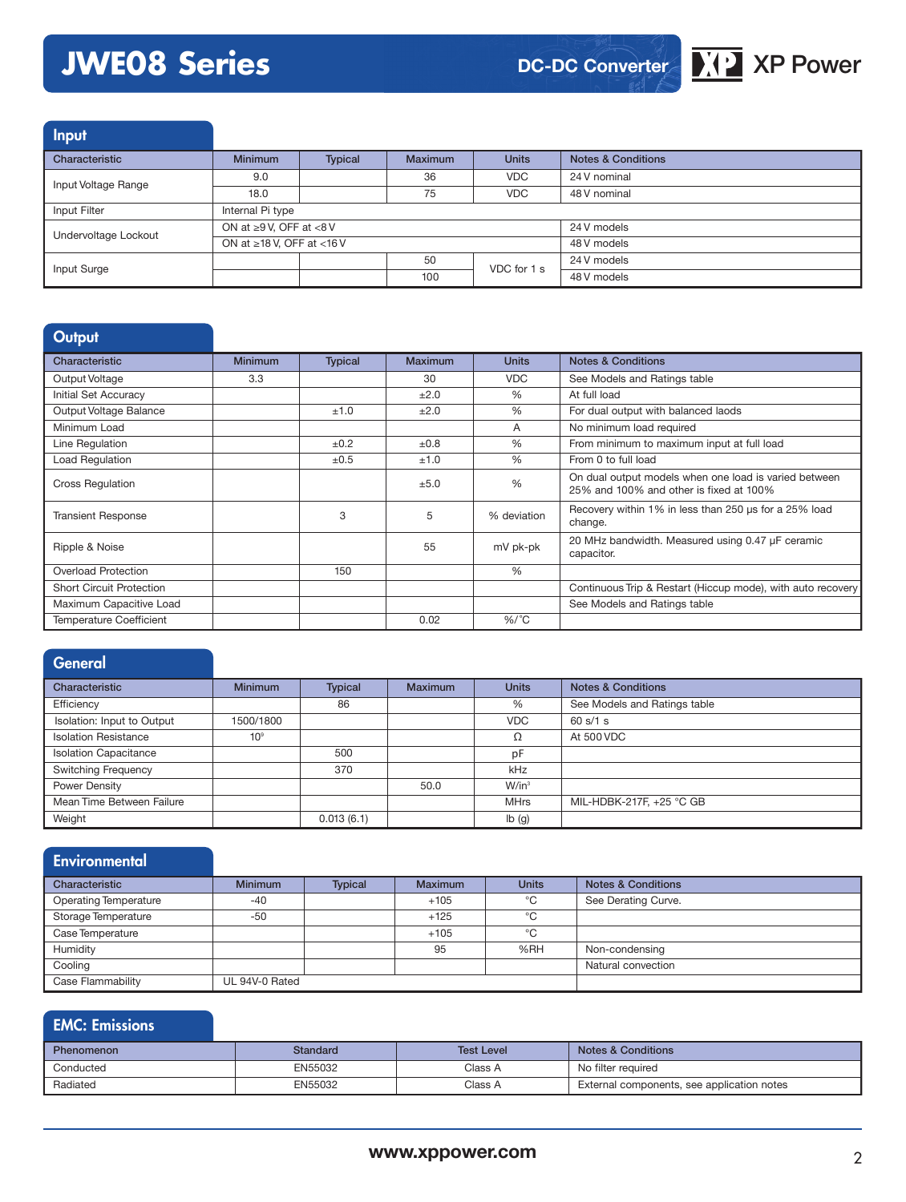# JWE08 Series

DC-DC Converter

## Input

| Characteristic | Minimum | Typical | Maximum | Units | Notes & Conditions |
|---|---|---|---|---|---|
| Input Voltage Range | 9.0 | | 36 | VDC | 24 V nominal |
| | 18.0 | | 75 | VDC | 48 V nominal |
| Input Filter | Internal Pi type | | | | |
| Undervoltage Lockout | ON at ≥9 V, OFF at <8 V | | | | 24 V models |
| | ON at ≥18 V, OFF at <16 V | | | | 48 V models |
| Input Surge | | | 50 | VDC for 1 s | 24 V models |
| | | | 100 | | 48 V models |

## Output

| Characteristic | Minimum | Typical | Maximum | Units | Notes & Conditions |
|---|---|---|---|---|---|
| Output Voltage | 3.3 | | 30 | VDC | See Models and Ratings table |
| Initial Set Accuracy | | | ±2.0 | % | At full load |
| Output Voltage Balance | | ±1.0 | ±2.0 | % | For dual output with balanced laods |
| Minimum Load | | | | A | No minimum load required |
| Line Regulation | | ±0.2 | ±0.8 | % | From minimum to maximum input at full load |
| Load Regulation | | ±0.5 | ±1.0 | % | From 0 to full load |
| Cross Regulation | | | ±5.0 | % | On dual output models when one load is varied between 25% and 100% and other is fixed at 100% |
| Transient Response | | 3 | 5 | % deviation | Recovery within 1% in less than 250 µs for a 25% load change. |
| Ripple & Noise | | | 55 | mV pk-pk | 20 MHz bandwidth. Measured using 0.47 µF ceramic capacitor. |
| Overload Protection | | 150 | | % | |
| Short Circuit Protection | | | | | Continuous Trip & Restart (Hiccup mode), with auto recovery |
| Maximum Capacitive Load | | | | | See Models and Ratings table |
| Temperature Coefficient | | | 0.02 | %/°C | |

## General

| Characteristic | Minimum | Typical | Maximum | Units | Notes & Conditions |
|---|---|---|---|---|---|
| Efficiency | | 86 | | % | See Models and Ratings table |
| Isolation: Input to Output | 1500/1800 | | | VDC | 60 s/1 s |
| Isolation Resistance | $10^9$ | | | Ω | At 500 VDC |
| Isolation Capacitance | | 500 | | pF | |
| Switching Frequency | | 370 | | kHz | |
| Power Density | | | 50.0 | W/in³ | |
| Mean Time Between Failure | | | | MHrs | MIL-HDBK-217F, +25 °C GB |
| Weight | | 0.013 (6.1) | | lb (g) | |

## Environmental

| Characteristic | Minimum | Typical | Maximum | Units | Notes & Conditions |
|---|---|---|---|---|---|
| Operating Temperature | -40 | | +105 | °C | See Derating Curve. |
| Storage Temperature | -50 | | +125 | °C | |
| Case Temperature | | | +105 | °C | |
| Humidity | | | 95 | %RH | Non-condensing |
| Cooling | | | | | Natural convection |
| Case Flammability | UL 94V-0 Rated | | | | |

## EMC: Emissions

| Phenomenon | Standard | Test Level | Notes & Conditions |
|---|---|---|---|
| Conducted | EN55032 | Class A | No filter required |
| Radiated | EN55032 | Class A | External components, see application notes |

www.xppower.com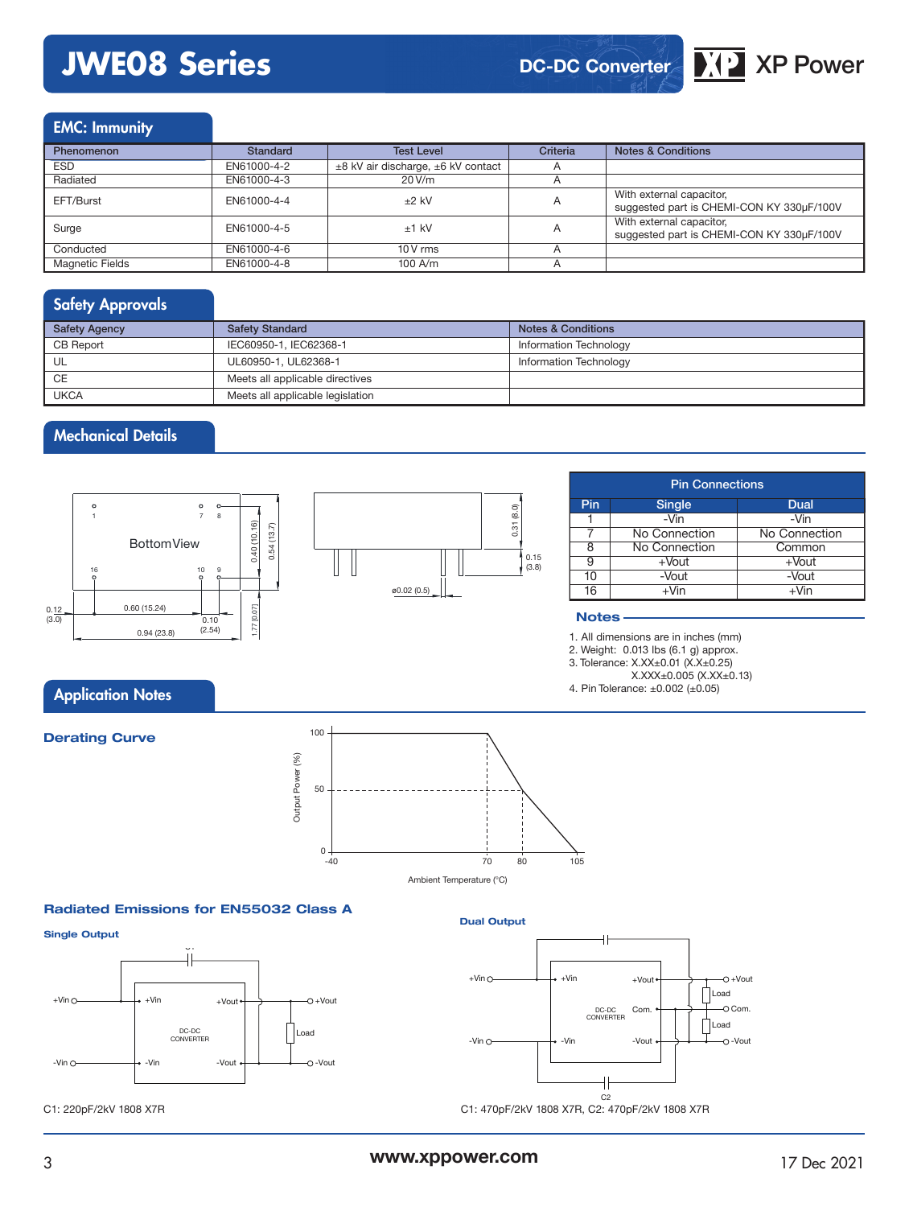## EMC: Immunity

| Phenomenon | Standard | Test Level | Criteria | Notes & Conditions |
|---|---|---|---|---|
| ESD | EN61000-4-2 | ±8 kV air discharge, ±6 kV contact | A | |
| Radiated | EN61000-4-3 | 20 V/m | A | |
| EFT/Burst | EN61000-4-4 | ±2 kV | A | With external capacitor, suggested part is CHEMI-CON KY 330μF/100V |
| Surge | EN61000-4-5 | ±1 kV | A | With external capacitor, suggested part is CHEMI-CON KY 330μF/100V |
| Conducted | EN61000-4-6 | 10 V rms | A | |
| Magnetic Fields | EN61000-4-8 | 100 A/m | A | |

## Safety Approvals

| Safety Agency | Safety Standard | Notes & Conditions |
|---|---|---|
| CB Report | IEC60950-1, IEC62368-1 | Information Technology |
| UL | UL60950-1, UL62368-1 | Information Technology |
| CE | Meets all applicable directives | |
| UKCA | Meets all applicable legislation | |

## Mechanical Details

Bottom View

1 7 8 16 10 9

0.12 (3.0)
0.60 (15.24)
0.10 (2.54)
0.94 (23.8)
0.40 (10.16)
0.54 (13.7)
1.77 [0.07]
0.31 (8.0)
0.15 (3.8)
ø0.02 (0.5)

| Pin Connections | | |
|---|---|---|
| Pin | Single | Dual |
| 1 | -Vin | -Vin |
| 7 | No Connection | No Connection |
| 8 | No Connection | Common |
| 9 | +Vout | +Vout |
| 10 | -Vout | -Vout |
| 16 | +Vin | +Vin |

### Notes

1. All dimensions are in inches (mm)
2. Weight: 0.013 lbs (6.1 g) approx.
3. Tolerance: X.XX±0.01 (X.X±0.25)
   X.XXX±0.005 (X.XX±0.13)
4. Pin Tolerance: ±0.002 (±0.05)

## Application Notes

### Derating Curve

Output Power (%)
100
50
0
-40
70
80
105
Ambient Temperature (°C)

### Radiated Emissions for EN55032 Class A

**Single Output**

C1
+Vin
-Vin
+Vin
-Vin
DC-DC CONVERTER
+Vout
-Vout
Load
+Vout
-Vout

C1: 220pF/2kV 1808 X7R

**Dual Output**

+Vin
-Vin
+Vin
-Vin
DC-DC CONVERTER
+Vout
Com.
-Vout
Load
Load
+Vout
Com.
-Vout
C2

C1: 470pF/2kV 1808 X7R, C2: 470pF/2kV 1808 X7R

www.xppower.com

17 Dec 2021